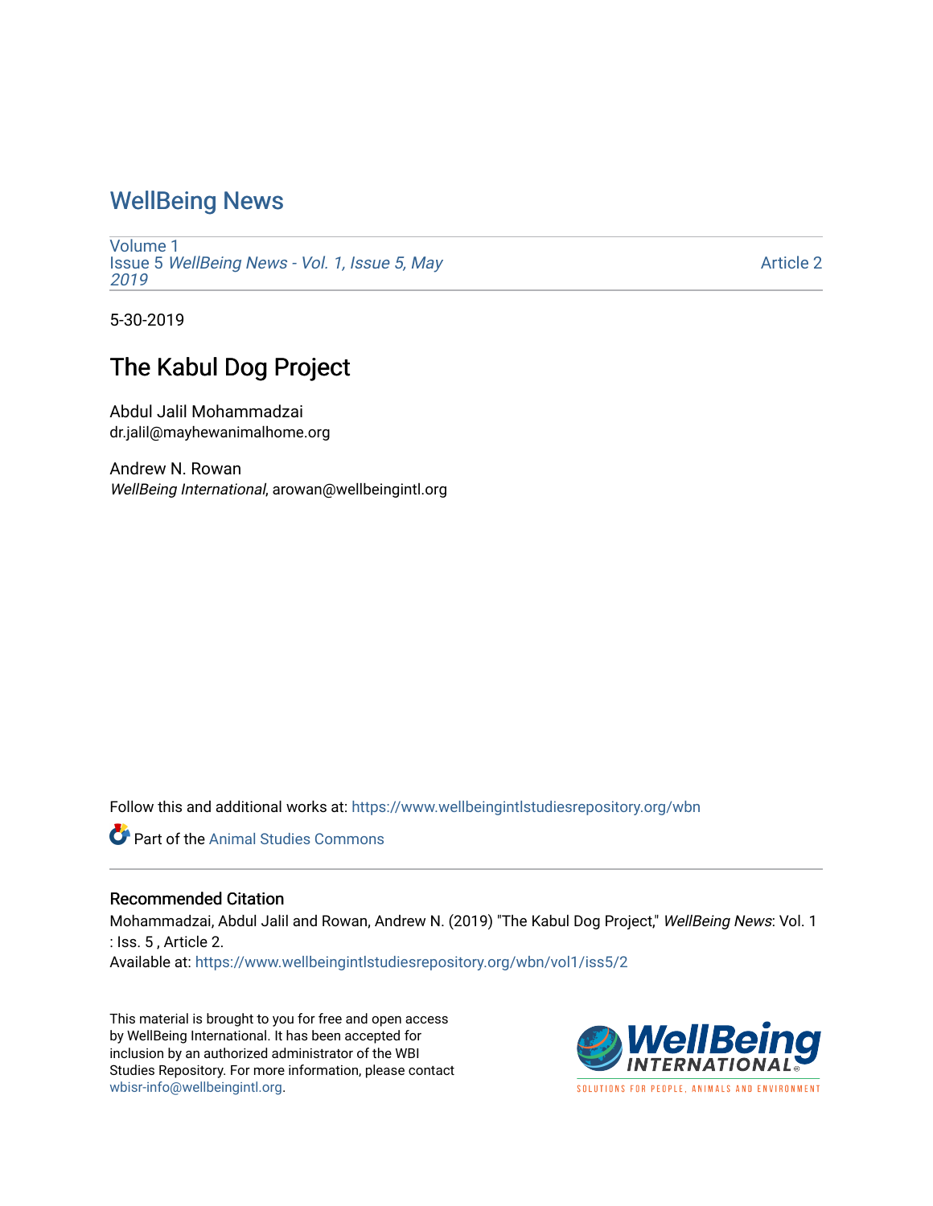# WellBeing News

Volume 1
Issue 5 *WellBeing News - Vol. 1, Issue 5, May 2019*

Article 2

5-30-2019

## The Kabul Dog Project

Abdul Jalil Mohammadzai
dr.jalil@mayhewanimalhome.org

Andrew N. Rowan
*WellBeing International*, arowan@wellbeingintl.org

Follow this and additional works at: https://www.wellbeingintlstudiesrepository.org/wbn

Part of the Animal Studies Commons

### Recommended Citation

Mohammadzai, Abdul Jalil and Rowan, Andrew N. (2019) "The Kabul Dog Project," *WellBeing News*: Vol. 1 : Iss. 5 , Article 2.
Available at: https://www.wellbeingintlstudiesrepository.org/wbn/vol1/iss5/2

This material is brought to you for free and open access by WellBeing International. It has been accepted for inclusion by an authorized administrator of the WBI Studies Repository. For more information, please contact wbisr-info@wellbeingintl.org.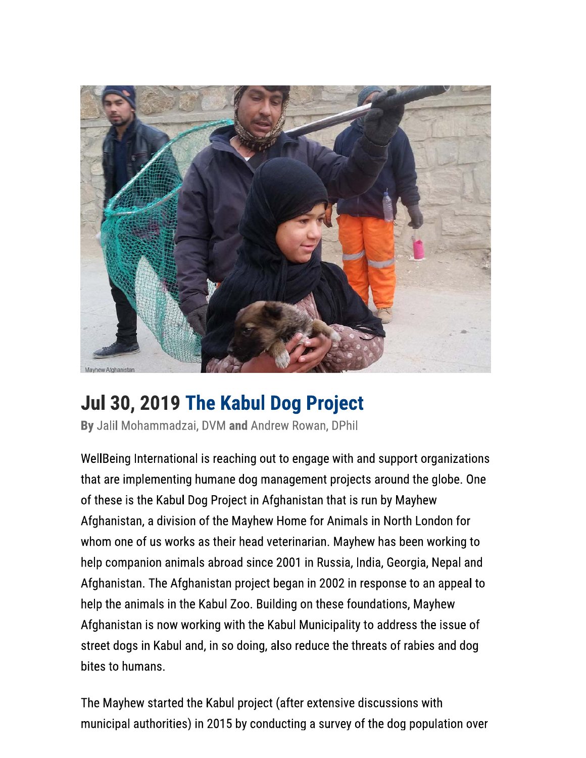Mayhew Afghanistan

# Jul 30, 2019 The Kabul Dog Project

**By** Jalil Mohammadzai, DVM **and** Andrew Rowan, DPhil

WellBeing International is reaching out to engage with and support organizations that are implementing humane dog management projects around the globe. One of these is the Kabul Dog Project in Afghanistan that is run by Mayhew Afghanistan, a division of the Mayhew Home for Animals in North London for whom one of us works as their head veterinarian. Mayhew has been working to help companion animals abroad since 2001 in Russia, India, Georgia, Nepal and Afghanistan. The Afghanistan project began in 2002 in response to an appeal to help the animals in the Kabul Zoo. Building on these foundations, Mayhew Afghanistan is now working with the Kabul Municipality to address the issue of street dogs in Kabul and, in so doing, also reduce the threats of rabies and dog bites to humans.

The Mayhew started the Kabul project (after extensive discussions with municipal authorities) in 2015 by conducting a survey of the dog population over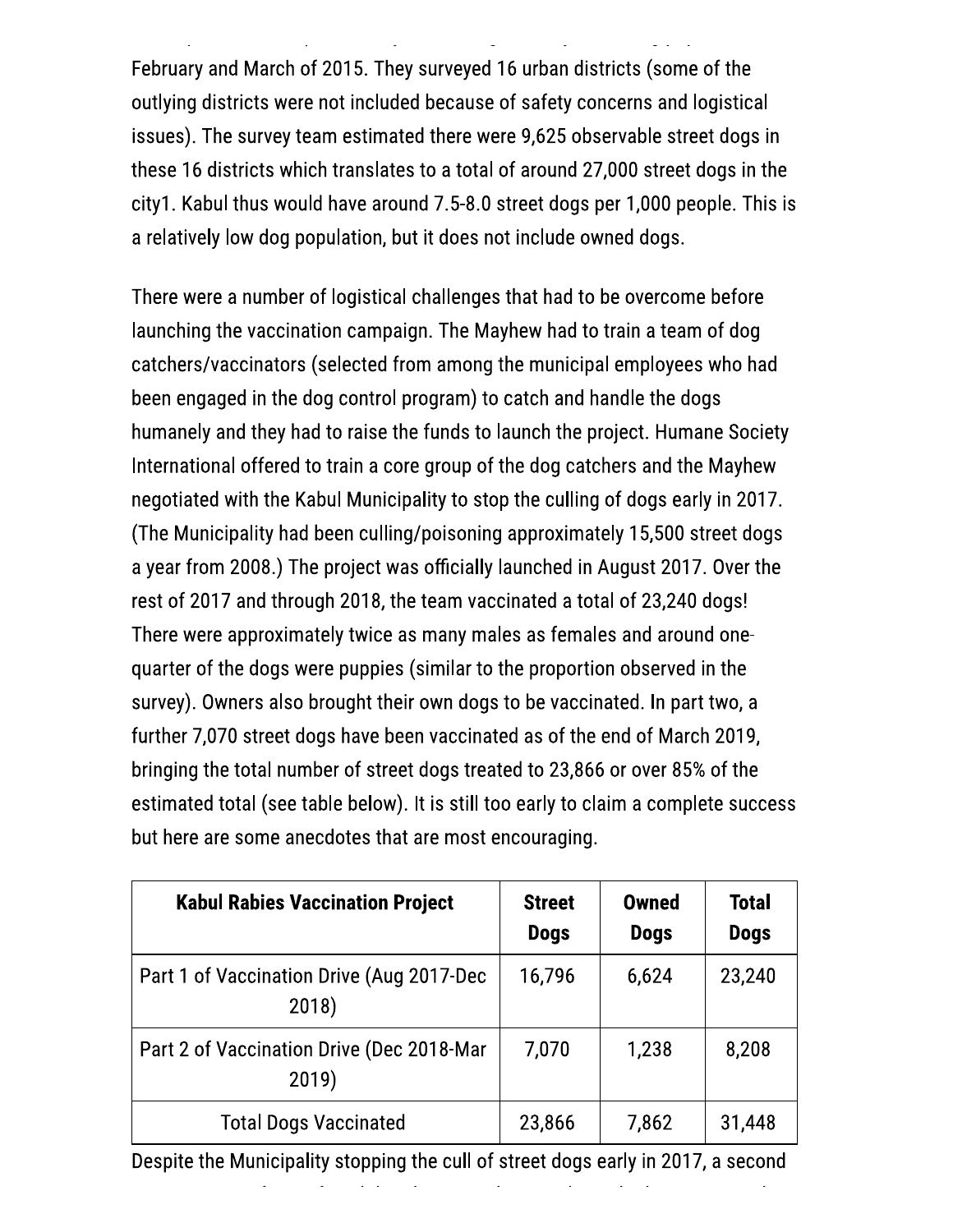February and March of 2015. They surveyed 16 urban districts (some of the outlying districts were not included because of safety concerns and logistical issues). The survey team estimated there were 9,625 observable street dogs in these 16 districts which translates to a total of around 27,000 street dogs in the city1. Kabul thus would have around 7.5-8.0 street dogs per 1,000 people. This is a relatively low dog population, but it does not include owned dogs.

There were a number of logistical challenges that had to be overcome before launching the vaccination campaign. The Mayhew had to train a team of dog catchers/vaccinators (selected from among the municipal employees who had been engaged in the dog control program) to catch and handle the dogs humanely and they had to raise the funds to launch the project. Humane Society International offered to train a core group of the dog catchers and the Mayhew negotiated with the Kabul Municipality to stop the culling of dogs early in 2017. (The Municipality had been culling/poisoning approximately 15,500 street dogs a year from 2008.) The project was officially launched in August 2017. Over the rest of 2017 and through 2018, the team vaccinated a total of 23,240 dogs! There were approximately twice as many males as females and around one-quarter of the dogs were puppies (similar to the proportion observed in the survey). Owners also brought their own dogs to be vaccinated. In part two, a further 7,070 street dogs have been vaccinated as of the end of March 2019, bringing the total number of street dogs treated to 23,866 or over 85% of the estimated total (see table below). It is still too early to claim a complete success but here are some anecdotes that are most encouraging.

| Kabul Rabies Vaccination Project | Street Dogs | Owned Dogs | Total Dogs |
| --- | --- | --- | --- |
| Part 1 of Vaccination Drive (Aug 2017-Dec 2018) | 16,796 | 6,624 | 23,240 |
| Part 2 of Vaccination Drive (Dec 2018-Mar 2019) | 7,070 | 1,238 | 8,208 |
| Total Dogs Vaccinated | 23,866 | 7,862 | 31,448 |

Despite the Municipality stopping the cull of street dogs early in 2017, a second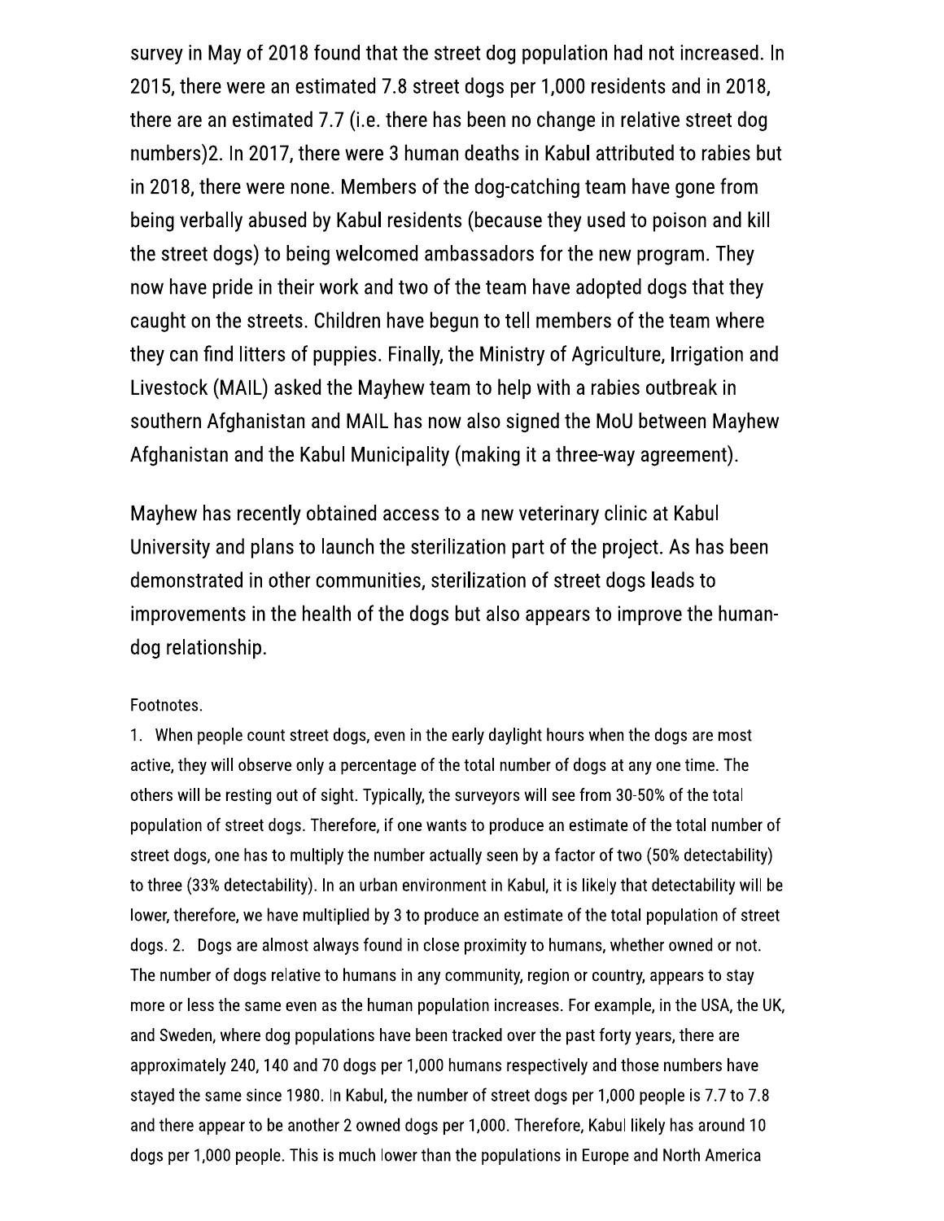survey in May of 2018 found that the street dog population had not increased. In 2015, there were an estimated 7.8 street dogs per 1,000 residents and in 2018, there are an estimated 7.7 (i.e. there has been no change in relative street dog numbers)[2]. In 2017, there were 3 human deaths in Kabul attributed to rabies but in 2018, there were none. Members of the dog-catching team have gone from being verbally abused by Kabul residents (because they used to poison and kill the street dogs) to being welcomed ambassadors for the new program. They now have pride in their work and two of the team have adopted dogs that they caught on the streets. Children have begun to tell members of the team where they can find litters of puppies. Finally, the Ministry of Agriculture, Irrigation and Livestock (MAIL) asked the Mayhew team to help with a rabies outbreak in southern Afghanistan and MAIL has now also signed the MoU between Mayhew Afghanistan and the Kabul Municipality (making it a three-way agreement).

Mayhew has recently obtained access to a new veterinary clinic at Kabul University and plans to launch the sterilization part of the project. As has been demonstrated in other communities, sterilization of street dogs leads to improvements in the health of the dogs but also appears to improve the human-dog relationship.

Footnotes.

1. When people count street dogs, even in the early daylight hours when the dogs are most active, they will observe only a percentage of the total number of dogs at any one time. The others will be resting out of sight. Typically, the surveyors will see from 30-50% of the total population of street dogs. Therefore, if one wants to produce an estimate of the total number of street dogs, one has to multiply the number actually seen by a factor of two (50% detectability) to three (33% detectability). In an urban environment in Kabul, it is likely that detectability will be lower, therefore, we have multiplied by 3 to produce an estimate of the total population of street dogs. 2. Dogs are almost always found in close proximity to humans, whether owned or not. The number of dogs relative to humans in any community, region or country, appears to stay more or less the same even as the human population increases. For example, in the USA, the UK, and Sweden, where dog populations have been tracked over the past forty years, there are approximately 240, 140 and 70 dogs per 1,000 humans respectively and those numbers have stayed the same since 1980. In Kabul, the number of street dogs per 1,000 people is 7.7 to 7.8 and there appear to be another 2 owned dogs per 1,000. Therefore, Kabul likely has around 10 dogs per 1,000 people. This is much lower than the populations in Europe and North America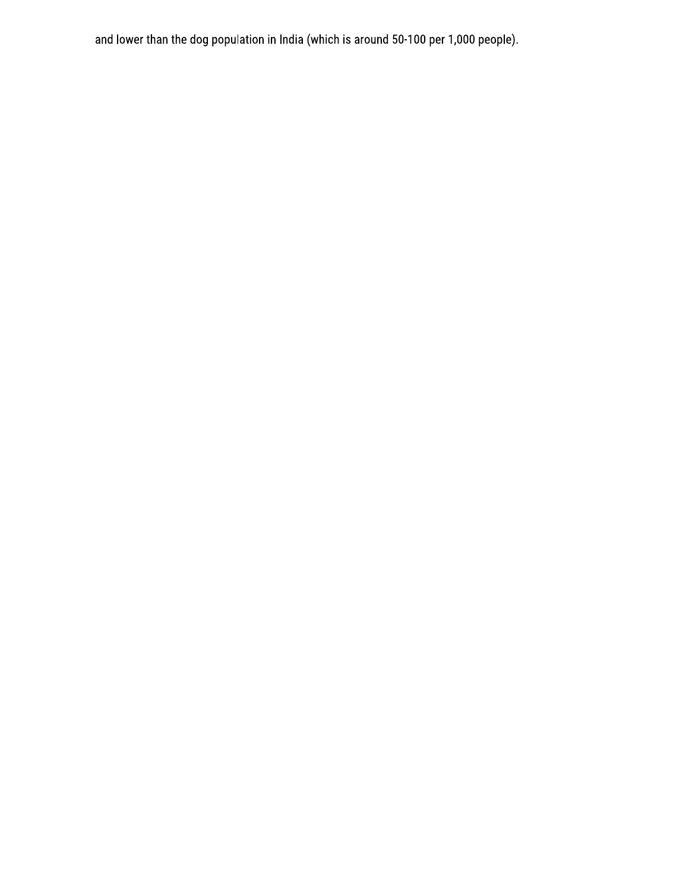and lower than the dog population in India (which is around 50-100 per 1,000 people).